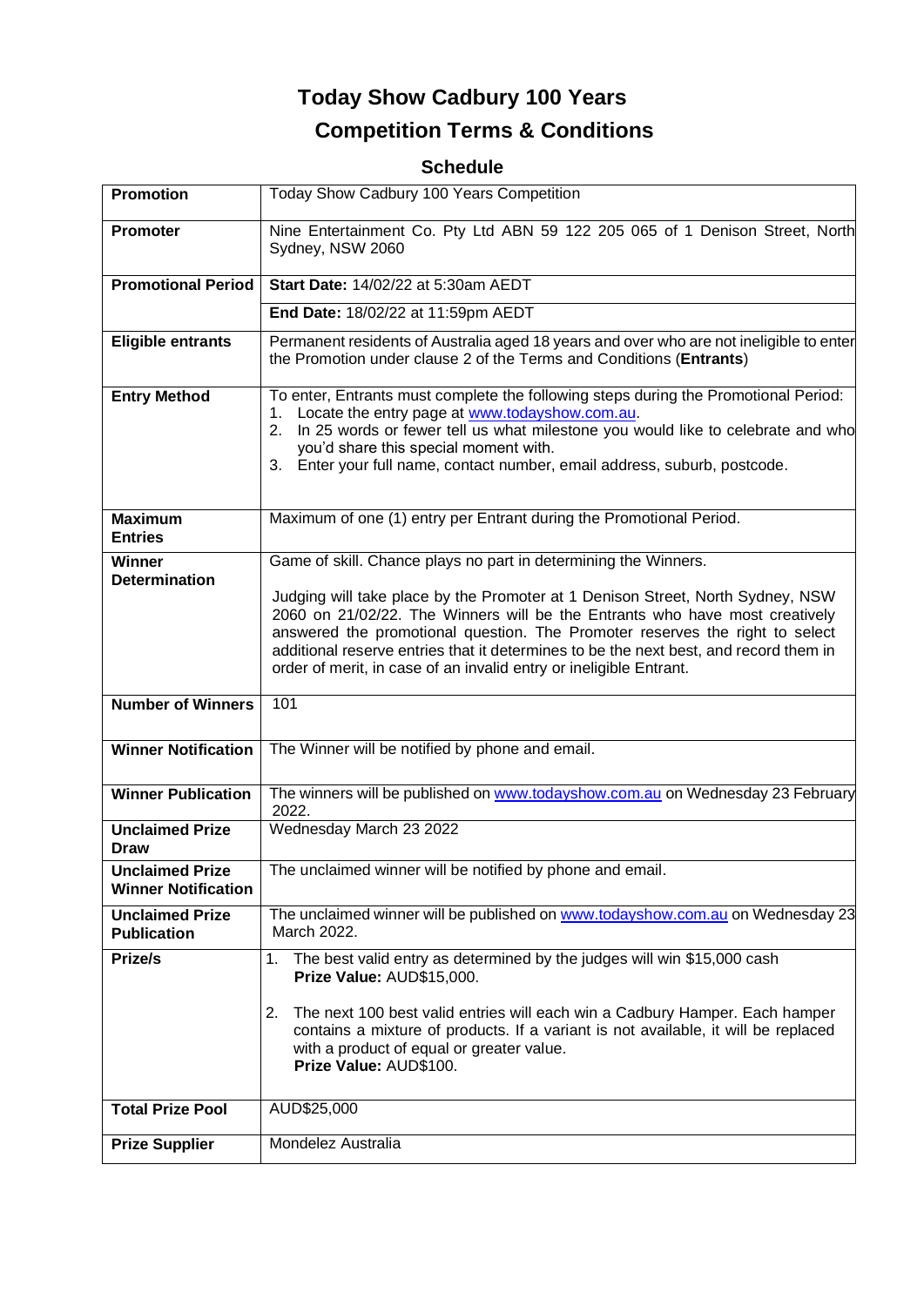# Today Show Cadbury 100 Years

# Competition Terms & Conditions

## Schedule

| | |
|---|---|
| **Promotion** | Today Show Cadbury 100 Years Competition |
| **Promoter** | Nine Entertainment Co. Pty Ltd ABN 59 122 205 065 of 1 Denison Street, North Sydney, NSW 2060 |
| **Promotional Period** | **Start Date:** 14/02/22 at 5:30am AEDT |
| | **End Date:** 18/02/22 at 11:59pm AEDT |
| **Eligible entrants** | Permanent residents of Australia aged 18 years and over who are not ineligible to enter the Promotion under clause 2 of the Terms and Conditions (**Entrants**) |
| **Entry Method** | To enter, Entrants must complete the following steps during the Promotional Period:<br>1. Locate the entry page at www.todayshow.com.au.<br>2. In 25 words or fewer tell us what milestone you would like to celebrate and who you'd share this special moment with.<br>3. Enter your full name, contact number, email address, suburb, postcode. |
| **Maximum Entries** | Maximum of one (1) entry per Entrant during the Promotional Period. |
| **Winner Determination** | Game of skill. Chance plays no part in determining the Winners.<br><br>Judging will take place by the Promoter at 1 Denison Street, North Sydney, NSW 2060 on 21/02/22. The Winners will be the Entrants who have most creatively answered the promotional question. The Promoter reserves the right to select additional reserve entries that it determines to be the next best, and record them in order of merit, in case of an invalid entry or ineligible Entrant. |
| **Number of Winners** | 101 |
| **Winner Notification** | The Winner will be notified by phone and email. |
| **Winner Publication** | The winners will be published on www.todayshow.com.au on Wednesday 23 February 2022. |
| **Unclaimed Prize Draw** | Wednesday March 23 2022 |
| **Unclaimed Prize Winner Notification** | The unclaimed winner will be notified by phone and email. |
| **Unclaimed Prize Publication** | The unclaimed winner will be published on www.todayshow.com.au on Wednesday 23 March 2022. |
| **Prize/s** | 1. The best valid entry as determined by the judges will win $15,000 cash<br>**Prize Value:** AUD$15,000.<br><br>2. The next 100 best valid entries will each win a Cadbury Hamper. Each hamper contains a mixture of products. If a variant is not available, it will be replaced with a product of equal or greater value.<br>**Prize Value:** AUD$100. |
| **Total Prize Pool** | AUD$25,000 |
| **Prize Supplier** | Mondelez Australia |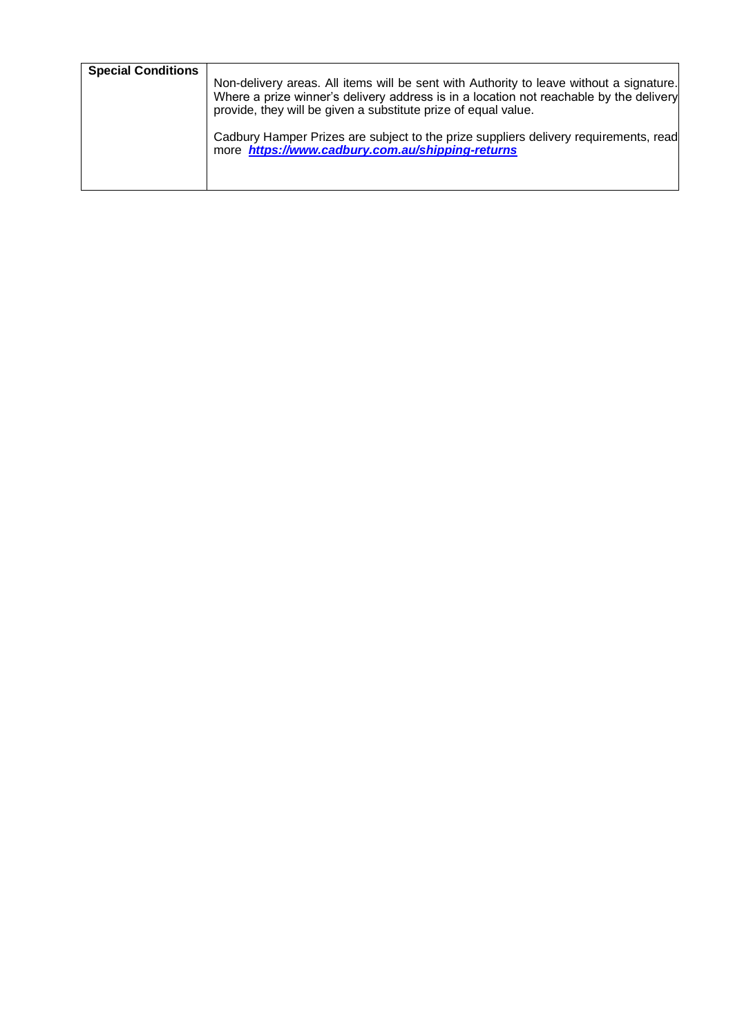| **Special Conditions** | Non-delivery areas. All items will be sent with Authority to leave without a signature. Where a prize winner's delivery address is in a location not reachable by the delivery provide, they will be given a substitute prize of equal value.<br><br>Cadbury Hamper Prizes are subject to the prize suppliers delivery requirements, read more ***https://www.cadbury.com.au/shipping-returns*** |
|---|---|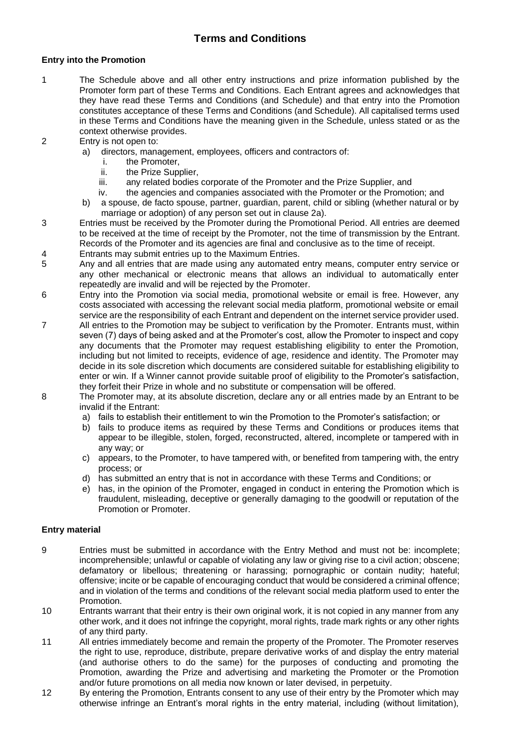# Terms and Conditions

### Entry into the Promotion

1. The Schedule above and all other entry instructions and prize information published by the Promoter form part of these Terms and Conditions. Each Entrant agrees and acknowledges that they have read these Terms and Conditions (and Schedule) and that entry into the Promotion constitutes acceptance of these Terms and Conditions (and Schedule). All capitalised terms used in these Terms and Conditions have the meaning given in the Schedule, unless stated or as the context otherwise provides.
2. Entry is not open to:
   a) directors, management, employees, officers and contractors of:
      i. the Promoter,
      ii. the Prize Supplier,
      iii. any related bodies corporate of the Promoter and the Prize Supplier, and
      iv. the agencies and companies associated with the Promoter or the Promotion; and
   b) a spouse, de facto spouse, partner, guardian, parent, child or sibling (whether natural or by marriage or adoption) of any person set out in clause 2a).
3. Entries must be received by the Promoter during the Promotional Period. All entries are deemed to be received at the time of receipt by the Promoter, not the time of transmission by the Entrant. Records of the Promoter and its agencies are final and conclusive as to the time of receipt.
4. Entrants may submit entries up to the Maximum Entries.
5. Any and all entries that are made using any automated entry means, computer entry service or any other mechanical or electronic means that allows an individual to automatically enter repeatedly are invalid and will be rejected by the Promoter.
6. Entry into the Promotion via social media, promotional website or email is free. However, any costs associated with accessing the relevant social media platform, promotional website or email service are the responsibility of each Entrant and dependent on the internet service provider used.
7. All entries to the Promotion may be subject to verification by the Promoter. Entrants must, within seven (7) days of being asked and at the Promoter's cost, allow the Promoter to inspect and copy any documents that the Promoter may request establishing eligibility to enter the Promotion, including but not limited to receipts, evidence of age, residence and identity. The Promoter may decide in its sole discretion which documents are considered suitable for establishing eligibility to enter or win. If a Winner cannot provide suitable proof of eligibility to the Promoter's satisfaction, they forfeit their Prize in whole and no substitute or compensation will be offered.
8. The Promoter may, at its absolute discretion, declare any or all entries made by an Entrant to be invalid if the Entrant:
   a) fails to establish their entitlement to win the Promotion to the Promoter's satisfaction; or
   b) fails to produce items as required by these Terms and Conditions or produces items that appear to be illegible, stolen, forged, reconstructed, altered, incomplete or tampered with in any way; or
   c) appears, to the Promoter, to have tampered with, or benefited from tampering with, the entry process; or
   d) has submitted an entry that is not in accordance with these Terms and Conditions; or
   e) has, in the opinion of the Promoter, engaged in conduct in entering the Promotion which is fraudulent, misleading, deceptive or generally damaging to the goodwill or reputation of the Promotion or Promoter.

### Entry material

9. Entries must be submitted in accordance with the Entry Method and must not be: incomplete; incomprehensible; unlawful or capable of violating any law or giving rise to a civil action; obscene; defamatory or libellous; threatening or harassing; pornographic or contain nudity; hateful; offensive; incite or be capable of encouraging conduct that would be considered a criminal offence; and in violation of the terms and conditions of the relevant social media platform used to enter the Promotion.
10. Entrants warrant that their entry is their own original work, it is not copied in any manner from any other work, and it does not infringe the copyright, moral rights, trade mark rights or any other rights of any third party.
11. All entries immediately become and remain the property of the Promoter. The Promoter reserves the right to use, reproduce, distribute, prepare derivative works of and display the entry material (and authorise others to do the same) for the purposes of conducting and promoting the Promotion, awarding the Prize and advertising and marketing the Promoter or the Promotion and/or future promotions on all media now known or later devised, in perpetuity.
12. By entering the Promotion, Entrants consent to any use of their entry by the Promoter which may otherwise infringe an Entrant's moral rights in the entry material, including (without limitation),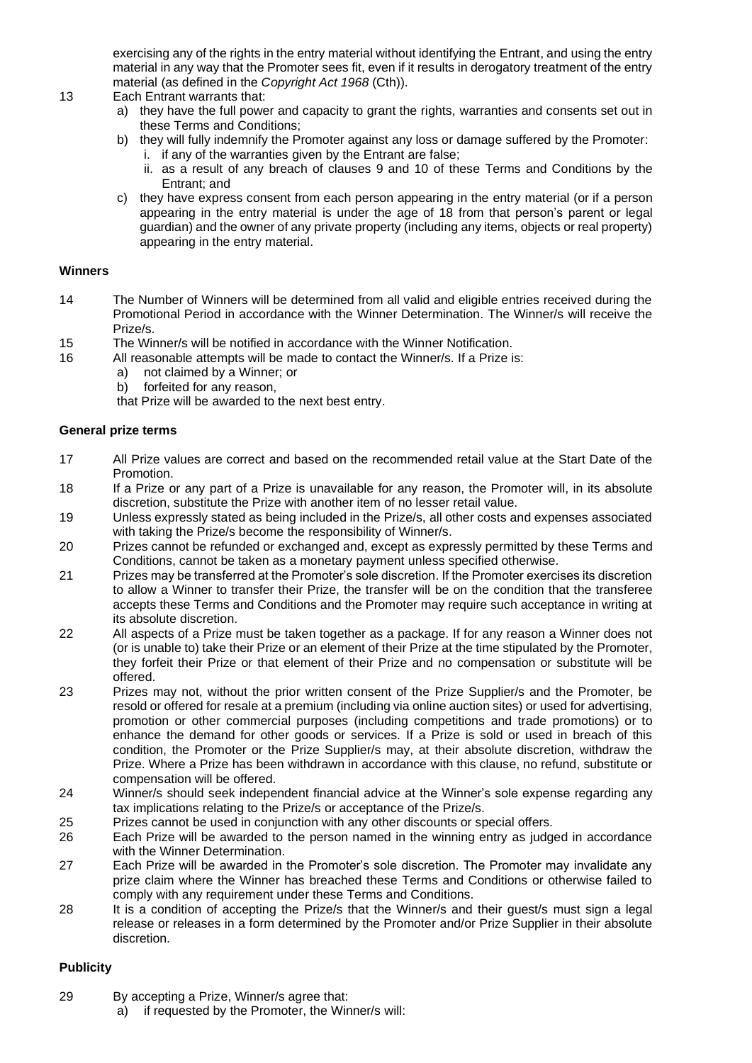exercising any of the rights in the entry material without identifying the Entrant, and using the entry material in any way that the Promoter sees fit, even if it results in derogatory treatment of the entry material (as defined in the *Copyright Act 1968* (Cth)).

13 Each Entrant warrants that:

a) they have the full power and capacity to grant the rights, warranties and consents set out in these Terms and Conditions;

b) they will fully indemnify the Promoter against any loss or damage suffered by the Promoter:

i. if any of the warranties given by the Entrant are false;

ii. as a result of any breach of clauses 9 and 10 of these Terms and Conditions by the Entrant; and

c) they have express consent from each person appearing in the entry material (or if a person appearing in the entry material is under the age of 18 from that person's parent or legal guardian) and the owner of any private property (including any items, objects or real property) appearing in the entry material.

**Winners**

14 The Number of Winners will be determined from all valid and eligible entries received during the Promotional Period in accordance with the Winner Determination. The Winner/s will receive the Prize/s.

15 The Winner/s will be notified in accordance with the Winner Notification.

16 All reasonable attempts will be made to contact the Winner/s. If a Prize is:

a) not claimed by a Winner; or

b) forfeited for any reason,

that Prize will be awarded to the next best entry.

**General prize terms**

17 All Prize values are correct and based on the recommended retail value at the Start Date of the Promotion.

18 If a Prize or any part of a Prize is unavailable for any reason, the Promoter will, in its absolute discretion, substitute the Prize with another item of no lesser retail value.

19 Unless expressly stated as being included in the Prize/s, all other costs and expenses associated with taking the Prize/s become the responsibility of Winner/s.

20 Prizes cannot be refunded or exchanged and, except as expressly permitted by these Terms and Conditions, cannot be taken as a monetary payment unless specified otherwise.

21 Prizes may be transferred at the Promoter's sole discretion. If the Promoter exercises its discretion to allow a Winner to transfer their Prize, the transfer will be on the condition that the transferee accepts these Terms and Conditions and the Promoter may require such acceptance in writing at its absolute discretion.

22 All aspects of a Prize must be taken together as a package. If for any reason a Winner does not (or is unable to) take their Prize or an element of their Prize at the time stipulated by the Promoter, they forfeit their Prize or that element of their Prize and no compensation or substitute will be offered.

23 Prizes may not, without the prior written consent of the Prize Supplier/s and the Promoter, be resold or offered for resale at a premium (including via online auction sites) or used for advertising, promotion or other commercial purposes (including competitions and trade promotions) or to enhance the demand for other goods or services. If a Prize is sold or used in breach of this condition, the Promoter or the Prize Supplier/s may, at their absolute discretion, withdraw the Prize. Where a Prize has been withdrawn in accordance with this clause, no refund, substitute or compensation will be offered.

24 Winner/s should seek independent financial advice at the Winner's sole expense regarding any tax implications relating to the Prize/s or acceptance of the Prize/s.

25 Prizes cannot be used in conjunction with any other discounts or special offers.

26 Each Prize will be awarded to the person named in the winning entry as judged in accordance with the Winner Determination.

27 Each Prize will be awarded in the Promoter's sole discretion. The Promoter may invalidate any prize claim where the Winner has breached these Terms and Conditions or otherwise failed to comply with any requirement under these Terms and Conditions.

28 It is a condition of accepting the Prize/s that the Winner/s and their guest/s must sign a legal release or releases in a form determined by the Promoter and/or Prize Supplier in their absolute discretion.

**Publicity**

29 By accepting a Prize, Winner/s agree that:

a) if requested by the Promoter, the Winner/s will: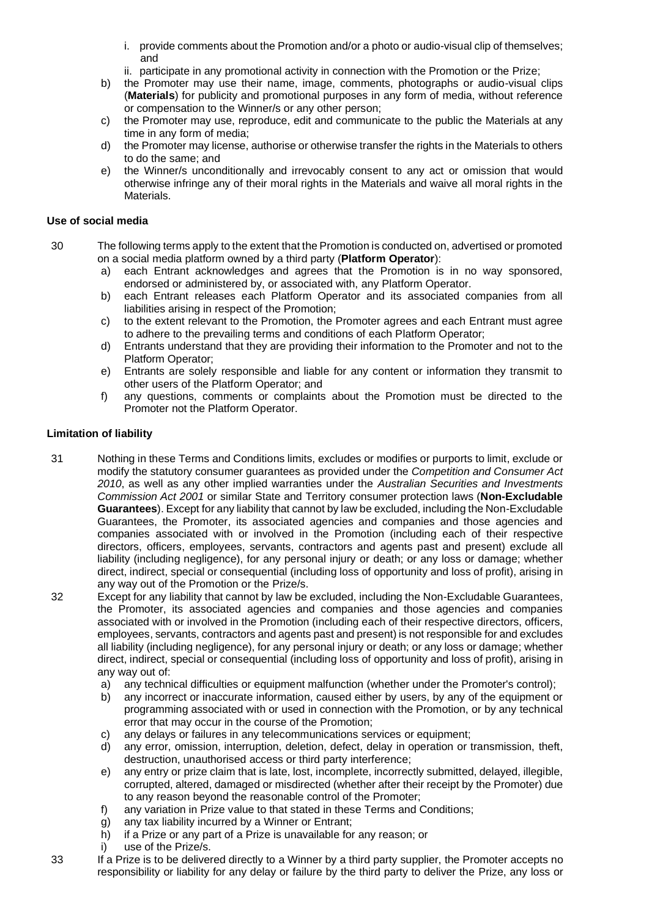i. provide comments about the Promotion and/or a photo or audio-visual clip of themselves; and
    ii. participate in any promotional activity in connection with the Promotion or the Prize;

b) the Promoter may use their name, image, comments, photographs or audio-visual clips (**Materials**) for publicity and promotional purposes in any form of media, without reference or compensation to the Winner/s or any other person;

c) the Promoter may use, reproduce, edit and communicate to the public the Materials at any time in any form of media;

d) the Promoter may license, authorise or otherwise transfer the rights in the Materials to others to do the same; and

e) the Winner/s unconditionally and irrevocably consent to any act or omission that would otherwise infringe any of their moral rights in the Materials and waive all moral rights in the Materials.

**Use of social media**

30 The following terms apply to the extent that the Promotion is conducted on, advertised or promoted on a social media platform owned by a third party (**Platform Operator**):

a) each Entrant acknowledges and agrees that the Promotion is in no way sponsored, endorsed or administered by, or associated with, any Platform Operator.

b) each Entrant releases each Platform Operator and its associated companies from all liabilities arising in respect of the Promotion;

c) to the extent relevant to the Promotion, the Promoter agrees and each Entrant must agree to adhere to the prevailing terms and conditions of each Platform Operator;

d) Entrants understand that they are providing their information to the Promoter and not to the Platform Operator;

e) Entrants are solely responsible and liable for any content or information they transmit to other users of the Platform Operator; and

f) any questions, comments or complaints about the Promotion must be directed to the Promoter not the Platform Operator.

**Limitation of liability**

31 Nothing in these Terms and Conditions limits, excludes or modifies or purports to limit, exclude or modify the statutory consumer guarantees as provided under the *Competition and Consumer Act 2010*, as well as any other implied warranties under the *Australian Securities and Investments Commission Act 2001* or similar State and Territory consumer protection laws (**Non-Excludable Guarantees**). Except for any liability that cannot by law be excluded, including the Non-Excludable Guarantees, the Promoter, its associated agencies and companies and those agencies and companies associated with or involved in the Promotion (including each of their respective directors, officers, employees, servants, contractors and agents past and present) exclude all liability (including negligence), for any personal injury or death; or any loss or damage; whether direct, indirect, special or consequential (including loss of opportunity and loss of profit), arising in any way out of the Promotion or the Prize/s.

32 Except for any liability that cannot by law be excluded, including the Non-Excludable Guarantees, the Promoter, its associated agencies and companies and those agencies and companies associated with or involved in the Promotion (including each of their respective directors, officers, employees, servants, contractors and agents past and present) is not responsible for and excludes all liability (including negligence), for any personal injury or death; or any loss or damage; whether direct, indirect, special or consequential (including loss of opportunity and loss of profit), arising in any way out of:

a) any technical difficulties or equipment malfunction (whether under the Promoter's control);

b) any incorrect or inaccurate information, caused either by users, by any of the equipment or programming associated with or used in connection with the Promotion, or by any technical error that may occur in the course of the Promotion;

c) any delays or failures in any telecommunications services or equipment;

d) any error, omission, interruption, deletion, defect, delay in operation or transmission, theft, destruction, unauthorised access or third party interference;

e) any entry or prize claim that is late, lost, incomplete, incorrectly submitted, delayed, illegible, corrupted, altered, damaged or misdirected (whether after their receipt by the Promoter) due to any reason beyond the reasonable control of the Promoter;

f) any variation in Prize value to that stated in these Terms and Conditions;

g) any tax liability incurred by a Winner or Entrant;

h) if a Prize or any part of a Prize is unavailable for any reason; or

i) use of the Prize/s.

33 If a Prize is to be delivered directly to a Winner by a third party supplier, the Promoter accepts no responsibility or liability for any delay or failure by the third party to deliver the Prize, any loss or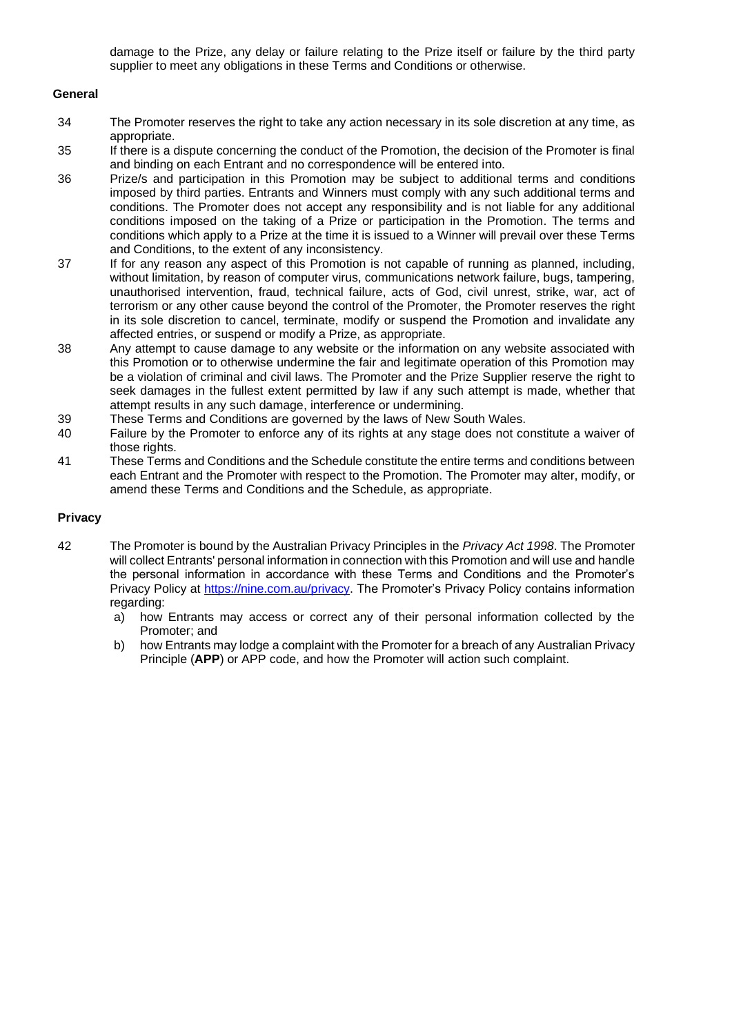damage to the Prize, any delay or failure relating to the Prize itself or failure by the third party supplier to meet any obligations in these Terms and Conditions or otherwise.

**General**

34 The Promoter reserves the right to take any action necessary in its sole discretion at any time, as appropriate.

35 If there is a dispute concerning the conduct of the Promotion, the decision of the Promoter is final and binding on each Entrant and no correspondence will be entered into.

36 Prize/s and participation in this Promotion may be subject to additional terms and conditions imposed by third parties. Entrants and Winners must comply with any such additional terms and conditions. The Promoter does not accept any responsibility and is not liable for any additional conditions imposed on the taking of a Prize or participation in the Promotion. The terms and conditions which apply to a Prize at the time it is issued to a Winner will prevail over these Terms and Conditions, to the extent of any inconsistency.

37 If for any reason any aspect of this Promotion is not capable of running as planned, including, without limitation, by reason of computer virus, communications network failure, bugs, tampering, unauthorised intervention, fraud, technical failure, acts of God, civil unrest, strike, war, act of terrorism or any other cause beyond the control of the Promoter, the Promoter reserves the right in its sole discretion to cancel, terminate, modify or suspend the Promotion and invalidate any affected entries, or suspend or modify a Prize, as appropriate.

38 Any attempt to cause damage to any website or the information on any website associated with this Promotion or to otherwise undermine the fair and legitimate operation of this Promotion may be a violation of criminal and civil laws. The Promoter and the Prize Supplier reserve the right to seek damages in the fullest extent permitted by law if any such attempt is made, whether that attempt results in any such damage, interference or undermining.

39 These Terms and Conditions are governed by the laws of New South Wales.

40 Failure by the Promoter to enforce any of its rights at any stage does not constitute a waiver of those rights.

41 These Terms and Conditions and the Schedule constitute the entire terms and conditions between each Entrant and the Promoter with respect to the Promotion. The Promoter may alter, modify, or amend these Terms and Conditions and the Schedule, as appropriate.

**Privacy**

42 The Promoter is bound by the Australian Privacy Principles in the *Privacy Act 1998*. The Promoter will collect Entrants' personal information in connection with this Promotion and will use and handle the personal information in accordance with these Terms and Conditions and the Promoter's Privacy Policy at https://nine.com.au/privacy. The Promoter's Privacy Policy contains information regarding:

a) how Entrants may access or correct any of their personal information collected by the Promoter; and

b) how Entrants may lodge a complaint with the Promoter for a breach of any Australian Privacy Principle (**APP**) or APP code, and how the Promoter will action such complaint.